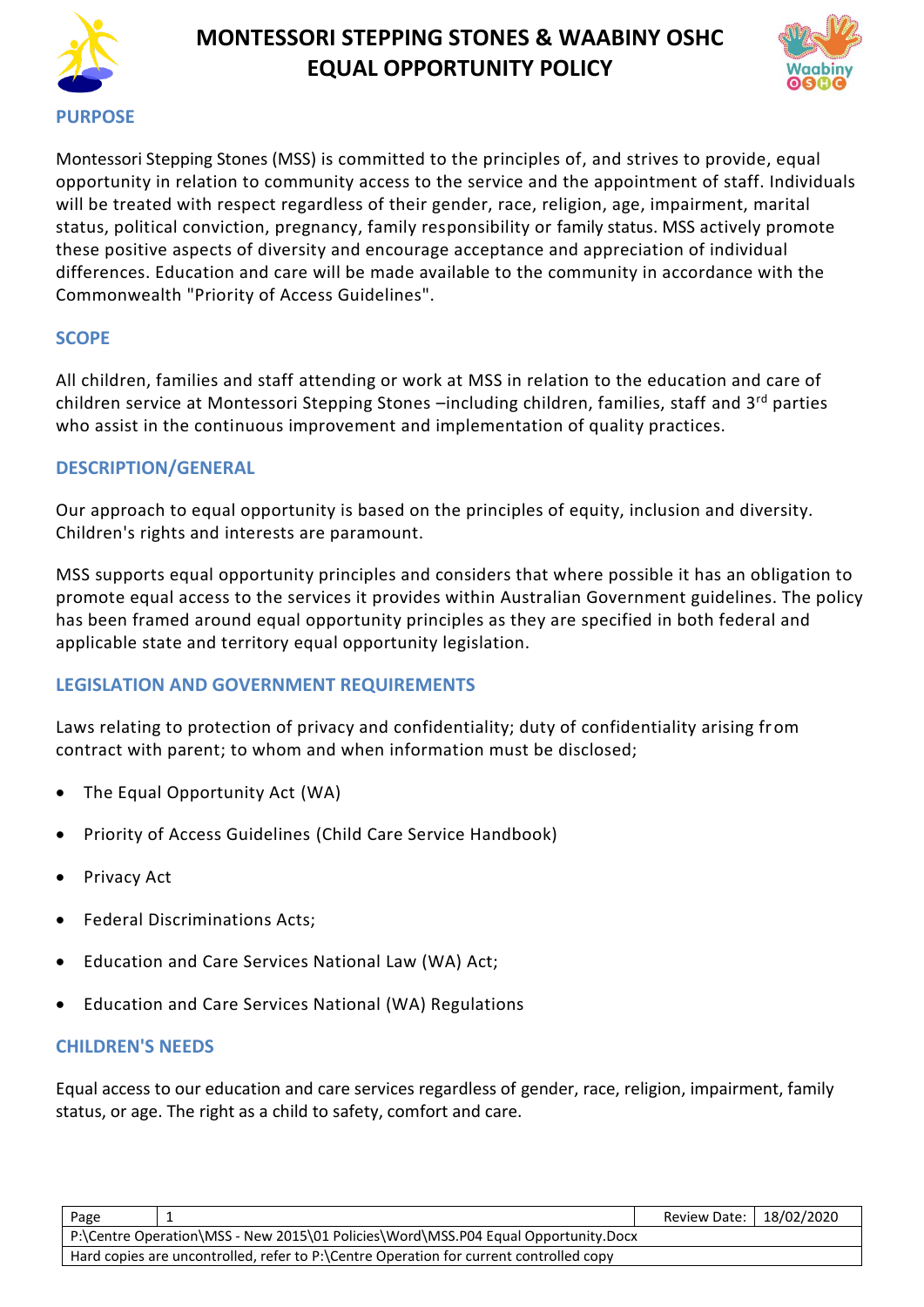# MONTESSORI STEPPING STONES & WAABINY OSHC EQUAL OPPORTUNITY POLICY

## PURPOSE

Montessori Stepping Stones (MSS) is committed to the principles of, and strives to provide, equal opportunity in relation to community access to the service and the appointment of staff. Individuals will be treated with respect regardless of their gender, race, religion, age, impairment, marital status, political conviction, pregnancy, family responsibility or family status. MSS actively promote these positive aspects of diversity and encourage acceptance and appreciation of individual differences. Education and care will be made available to the community in accordance with the Commonwealth "Priority of Access Guidelines".

## SCOPE

All children, families and staff attending or work at MSS in relation to the education and care of children service at Montessori Stepping Stones –including children, families, staff and 3rd parties who assist in the continuous improvement and implementation of quality practices.

## DESCRIPTION/GENERAL

Our approach to equal opportunity is based on the principles of equity, inclusion and diversity. Children's rights and interests are paramount.

MSS supports equal opportunity principles and considers that where possible it has an obligation to promote equal access to the services it provides within Australian Government guidelines. The policy has been framed around equal opportunity principles as they are specified in both federal and applicable state and territory equal opportunity legislation.

## LEGISLATION AND GOVERNMENT REQUIREMENTS

Laws relating to protection of privacy and confidentiality; duty of confidentiality arising from contract with parent; to whom and when information must be disclosed;

- The Equal Opportunity Act (WA)
- Priority of Access Guidelines (Child Care Service Handbook)
- Privacy Act
- Federal Discriminations Acts;
- Education and Care Services National Law (WA) Act;
- Education and Care Services National (WA) Regulations

## CHILDREN'S NEEDS

Equal access to our education and care services regardless of gender, race, religion, impairment, family status, or age. The right as a child to safety, comfort and care.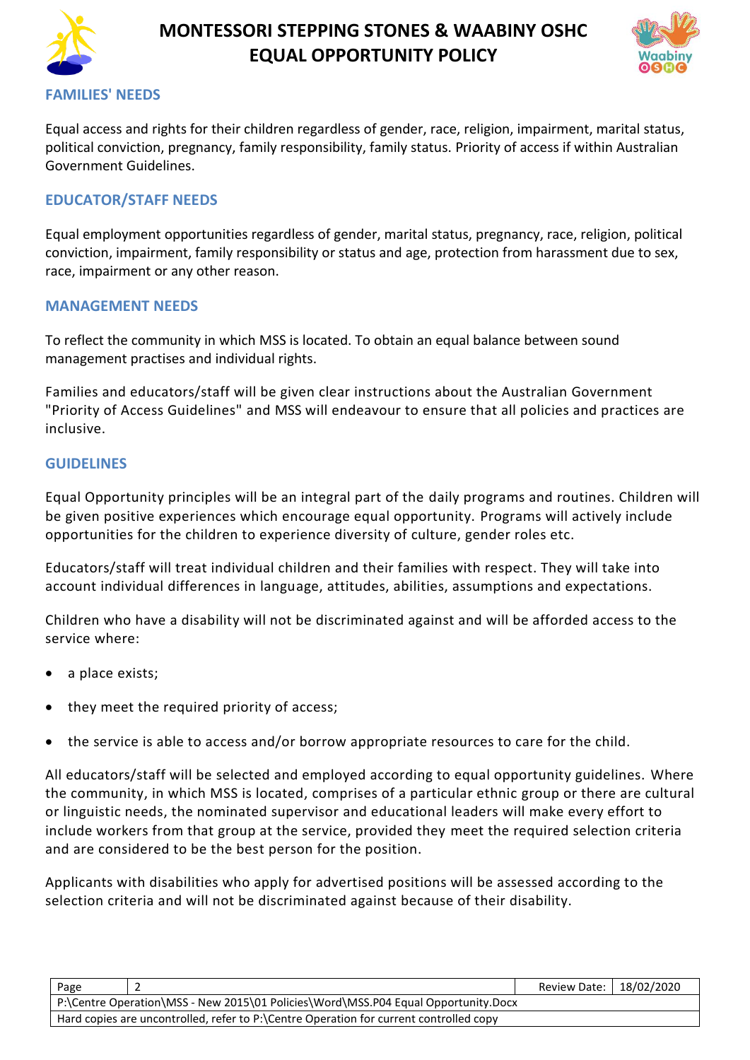## FAMILIES' NEEDS

Equal access and rights for their children regardless of gender, race, religion, impairment, marital status, political conviction, pregnancy, family responsibility, family status. Priority of access if within Australian Government Guidelines.

## EDUCATOR/STAFF NEEDS

Equal employment opportunities regardless of gender, marital status, pregnancy, race, religion, political conviction, impairment, family responsibility or status and age, protection from harassment due to sex, race, impairment or any other reason.

## MANAGEMENT NEEDS

To reflect the community in which MSS is located. To obtain an equal balance between sound management practises and individual rights.

Families and educators/staff will be given clear instructions about the Australian Government "Priority of Access Guidelines" and MSS will endeavour to ensure that all policies and practices are inclusive.

## GUIDELINES

Equal Opportunity principles will be an integral part of the daily programs and routines. Children will be given positive experiences which encourage equal opportunity. Programs will actively include opportunities for the children to experience diversity of culture, gender roles etc.

Educators/staff will treat individual children and their families with respect. They will take into account individual differences in language, attitudes, abilities, assumptions and expectations.

Children who have a disability will not be discriminated against and will be afforded access to the service where:

- a place exists;
- they meet the required priority of access;
- the service is able to access and/or borrow appropriate resources to care for the child.

All educators/staff will be selected and employed according to equal opportunity guidelines. Where the community, in which MSS is located, comprises of a particular ethnic group or there are cultural or linguistic needs, the nominated supervisor and educational leaders will make every effort to include workers from that group at the service, provided they meet the required selection criteria and are considered to be the best person for the position.

Applicants with disabilities who apply for advertised positions will be assessed according to the selection criteria and will not be discriminated against because of their disability.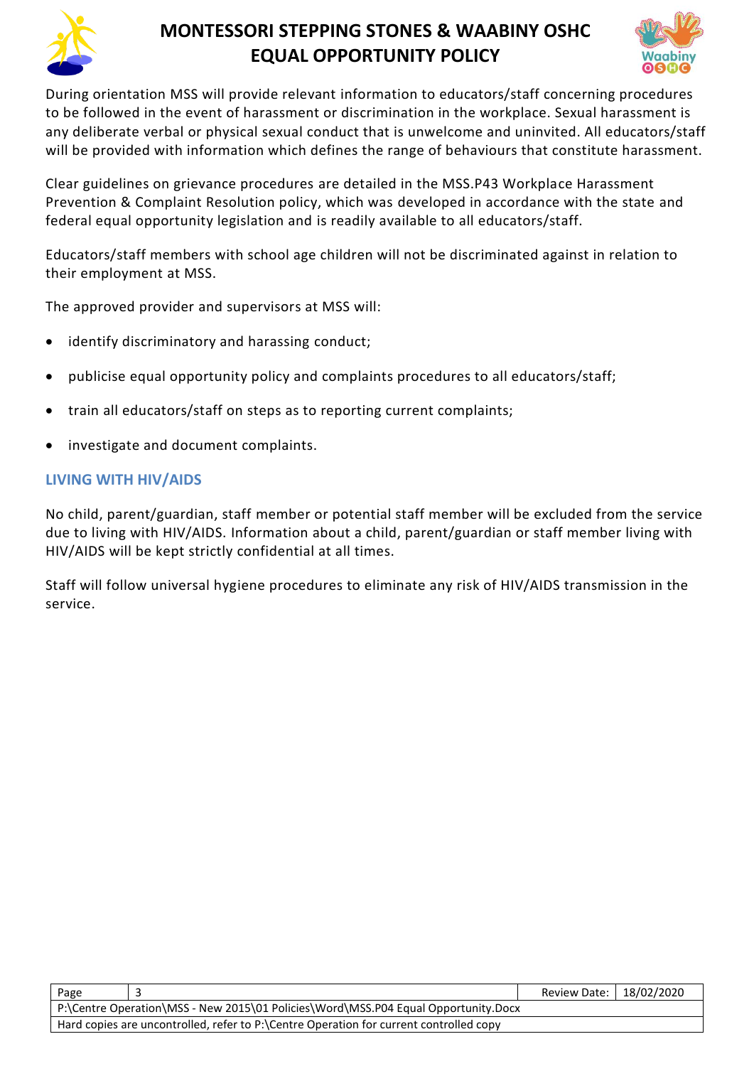During orientation MSS will provide relevant information to educators/staff concerning procedures to be followed in the event of harassment or discrimination in the workplace. Sexual harassment is any deliberate verbal or physical sexual conduct that is unwelcome and uninvited. All educators/staff will be provided with information which defines the range of behaviours that constitute harassment.

Clear guidelines on grievance procedures are detailed in the MSS.P43 Workplace Harassment Prevention & Complaint Resolution policy, which was developed in accordance with the state and federal equal opportunity legislation and is readily available to all educators/staff.

Educators/staff members with school age children will not be discriminated against in relation to their employment at MSS.

The approved provider and supervisors at MSS will:

- identify discriminatory and harassing conduct;
- publicise equal opportunity policy and complaints procedures to all educators/staff;
- train all educators/staff on steps as to reporting current complaints;
- investigate and document complaints.

### LIVING WITH HIV/AIDS

No child, parent/guardian, staff member or potential staff member will be excluded from the service due to living with HIV/AIDS. Information about a child, parent/guardian or staff member living with HIV/AIDS will be kept strictly confidential at all times.

Staff will follow universal hygiene procedures to eliminate any risk of HIV/AIDS transmission in the service.